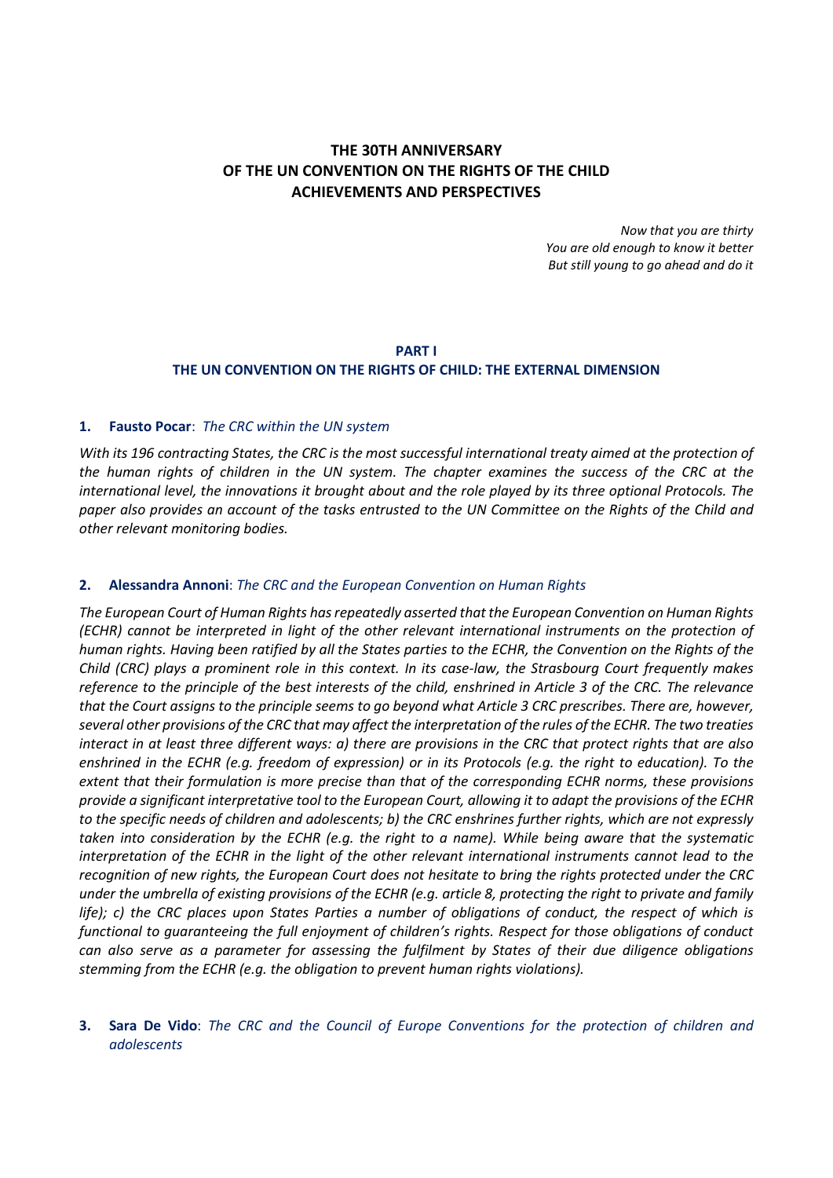# THE 30TH ANNIVERSARY OF THE UN CONVENTION ON THE RIGHTS OF THE CHILD ACHIEVEMENTS AND PERSPECTIVES

*Now that you are thirty*
*You are old enough to know it better*
*But still young to go ahead and do it*

## PART I
## THE UN CONVENTION ON THE RIGHTS OF CHILD: THE EXTERNAL DIMENSION

### 1. **Fausto Pocar**: *The CRC within the UN system*

*With its 196 contracting States, the CRC is the most successful international treaty aimed at the protection of the human rights of children in the UN system. The chapter examines the success of the CRC at the international level, the innovations it brought about and the role played by its three optional Protocols. The paper also provides an account of the tasks entrusted to the UN Committee on the Rights of the Child and other relevant monitoring bodies.*

### 2. **Alessandra Annoni**: *The CRC and the European Convention on Human Rights*

*The European Court of Human Rights has repeatedly asserted that the European Convention on Human Rights (ECHR) cannot be interpreted in light of the other relevant international instruments on the protection of human rights. Having been ratified by all the States parties to the ECHR, the Convention on the Rights of the Child (CRC) plays a prominent role in this context. In its case-law, the Strasbourg Court frequently makes reference to the principle of the best interests of the child, enshrined in Article 3 of the CRC. The relevance that the Court assigns to the principle seems to go beyond what Article 3 CRC prescribes. There are, however, several other provisions of the CRC that may affect the interpretation of the rules of the ECHR. The two treaties interact in at least three different ways: a) there are provisions in the CRC that protect rights that are also enshrined in the ECHR (e.g. freedom of expression) or in its Protocols (e.g. the right to education). To the extent that their formulation is more precise than that of the corresponding ECHR norms, these provisions provide a significant interpretative tool to the European Court, allowing it to adapt the provisions of the ECHR to the specific needs of children and adolescents; b) the CRC enshrines further rights, which are not expressly taken into consideration by the ECHR (e.g. the right to a name). While being aware that the systematic interpretation of the ECHR in the light of the other relevant international instruments cannot lead to the recognition of new rights, the European Court does not hesitate to bring the rights protected under the CRC under the umbrella of existing provisions of the ECHR (e.g. article 8, protecting the right to private and family life); c) the CRC places upon States Parties a number of obligations of conduct, the respect of which is functional to guaranteeing the full enjoyment of children's rights. Respect for those obligations of conduct can also serve as a parameter for assessing the fulfilment by States of their due diligence obligations stemming from the ECHR (e.g. the obligation to prevent human rights violations).*

### 3. **Sara De Vido**: *The CRC and the Council of Europe Conventions for the protection of children and adolescents*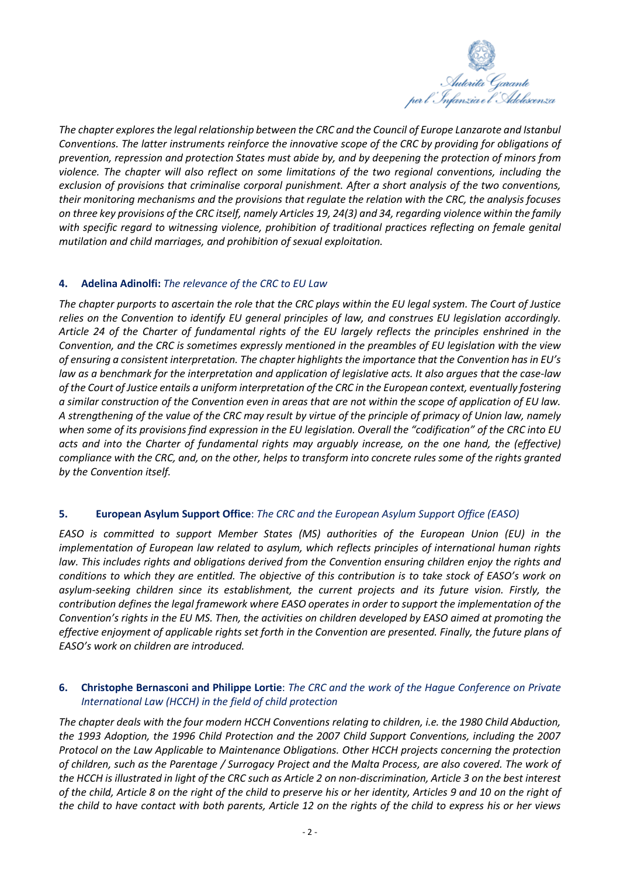*The chapter explores the legal relationship between the CRC and the Council of Europe Lanzarote and Istanbul Conventions. The latter instruments reinforce the innovative scope of the CRC by providing for obligations of prevention, repression and protection States must abide by, and by deepening the protection of minors from violence. The chapter will also reflect on some limitations of the two regional conventions, including the exclusion of provisions that criminalise corporal punishment. After a short analysis of the two conventions, their monitoring mechanisms and the provisions that regulate the relation with the CRC, the analysis focuses on three key provisions of the CRC itself, namely Articles 19, 24(3) and 34, regarding violence within the family with specific regard to witnessing violence, prohibition of traditional practices reflecting on female genital mutilation and child marriages, and prohibition of sexual exploitation.*

### 4. **Adelina Adinolfi:** *The relevance of the CRC to EU Law*

*The chapter purports to ascertain the role that the CRC plays within the EU legal system. The Court of Justice relies on the Convention to identify EU general principles of law, and construes EU legislation accordingly. Article 24 of the Charter of fundamental rights of the EU largely reflects the principles enshrined in the Convention, and the CRC is sometimes expressly mentioned in the preambles of EU legislation with the view of ensuring a consistent interpretation. The chapter highlights the importance that the Convention has in EU's law as a benchmark for the interpretation and application of legislative acts. It also argues that the case-law of the Court of Justice entails a uniform interpretation of the CRC in the European context, eventually fostering a similar construction of the Convention even in areas that are not within the scope of application of EU law. A strengthening of the value of the CRC may result by virtue of the principle of primacy of Union law, namely when some of its provisions find expression in the EU legislation. Overall the "codification" of the CRC into EU acts and into the Charter of fundamental rights may arguably increase, on the one hand, the (effective) compliance with the CRC, and, on the other, helps to transform into concrete rules some of the rights granted by the Convention itself.*

### 5. **European Asylum Support Office**: *The CRC and the European Asylum Support Office (EASO)*

*EASO is committed to support Member States (MS) authorities of the European Union (EU) in the implementation of European law related to asylum, which reflects principles of international human rights law. This includes rights and obligations derived from the Convention ensuring children enjoy the rights and conditions to which they are entitled. The objective of this contribution is to take stock of EASO's work on asylum-seeking children since its establishment, the current projects and its future vision. Firstly, the contribution defines the legal framework where EASO operates in order to support the implementation of the Convention's rights in the EU MS. Then, the activities on children developed by EASO aimed at promoting the effective enjoyment of applicable rights set forth in the Convention are presented. Finally, the future plans of EASO's work on children are introduced.*

### 6. **Christophe Bernasconi and Philippe Lortie**: *The CRC and the work of the Hague Conference on Private International Law (HCCH) in the field of child protection*

*The chapter deals with the four modern HCCH Conventions relating to children, i.e. the 1980 Child Abduction, the 1993 Adoption, the 1996 Child Protection and the 2007 Child Support Conventions, including the 2007 Protocol on the Law Applicable to Maintenance Obligations. Other HCCH projects concerning the protection of children, such as the Parentage / Surrogacy Project and the Malta Process, are also covered. The work of the HCCH is illustrated in light of the CRC such as Article 2 on non-discrimination, Article 3 on the best interest of the child, Article 8 on the right of the child to preserve his or her identity, Articles 9 and 10 on the right of the child to have contact with both parents, Article 12 on the rights of the child to express his or her views*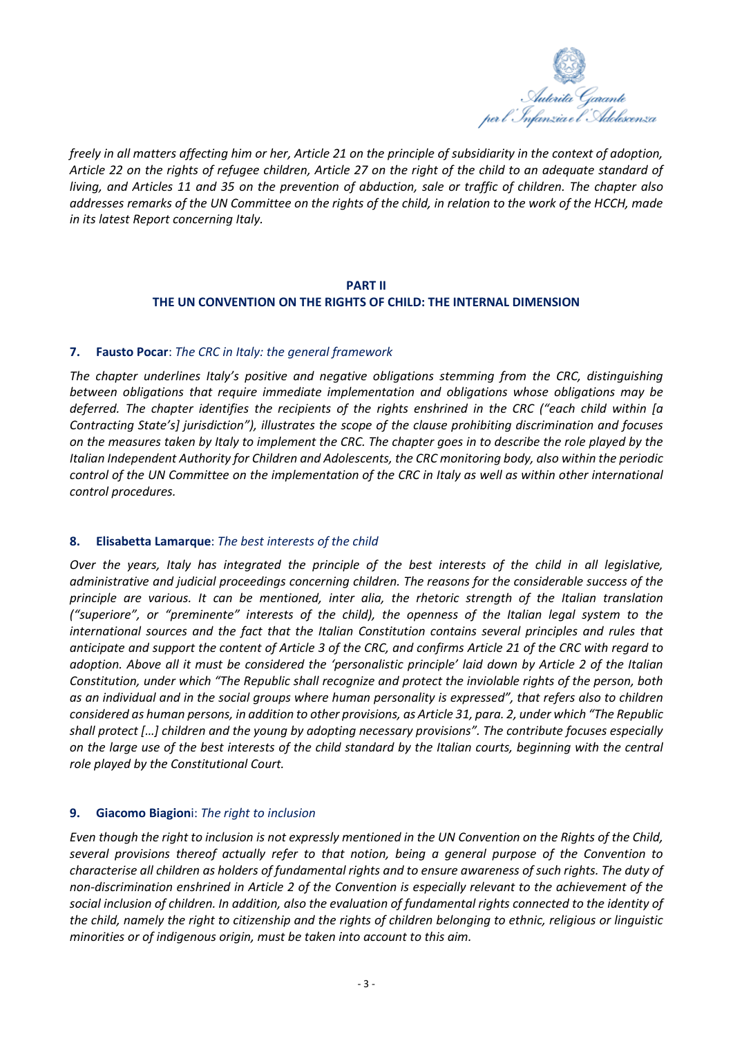*freely in all matters affecting him or her, Article 21 on the principle of subsidiarity in the context of adoption, Article 22 on the rights of refugee children, Article 27 on the right of the child to an adequate standard of living, and Articles 11 and 35 on the prevention of abduction, sale or traffic of children. The chapter also addresses remarks of the UN Committee on the rights of the child, in relation to the work of the HCCH, made in its latest Report concerning Italy.*

## PART II
## THE UN CONVENTION ON THE RIGHTS OF CHILD: THE INTERNAL DIMENSION

### 7. **Fausto Pocar**: *The CRC in Italy: the general framework*

*The chapter underlines Italy's positive and negative obligations stemming from the CRC, distinguishing between obligations that require immediate implementation and obligations whose obligations may be deferred. The chapter identifies the recipients of the rights enshrined in the CRC ("each child within [a Contracting State's] jurisdiction"), illustrates the scope of the clause prohibiting discrimination and focuses on the measures taken by Italy to implement the CRC. The chapter goes in to describe the role played by the Italian Independent Authority for Children and Adolescents, the CRC monitoring body, also within the periodic control of the UN Committee on the implementation of the CRC in Italy as well as within other international control procedures.*

### 8. **Elisabetta Lamarque**: *The best interests of the child*

*Over the years, Italy has integrated the principle of the best interests of the child in all legislative, administrative and judicial proceedings concerning children. The reasons for the considerable success of the principle are various. It can be mentioned, inter alia, the rhetoric strength of the Italian translation ("superiore", or "preminente" interests of the child), the openness of the Italian legal system to the international sources and the fact that the Italian Constitution contains several principles and rules that anticipate and support the content of Article 3 of the CRC, and confirms Article 21 of the CRC with regard to adoption. Above all it must be considered the 'personalistic principle' laid down by Article 2 of the Italian Constitution, under which "The Republic shall recognize and protect the inviolable rights of the person, both as an individual and in the social groups where human personality is expressed", that refers also to children considered as human persons, in addition to other provisions, as Article 31, para. 2, under which "The Republic shall protect […] children and the young by adopting necessary provisions". The contribute focuses especially on the large use of the best interests of the child standard by the Italian courts, beginning with the central role played by the Constitutional Court.*

### 9. **Giacomo Biagioni**: *The right to inclusion*

*Even though the right to inclusion is not expressly mentioned in the UN Convention on the Rights of the Child, several provisions thereof actually refer to that notion, being a general purpose of the Convention to characterise all children as holders of fundamental rights and to ensure awareness of such rights. The duty of non-discrimination enshrined in Article 2 of the Convention is especially relevant to the achievement of the social inclusion of children. In addition, also the evaluation of fundamental rights connected to the identity of the child, namely the right to citizenship and the rights of children belonging to ethnic, religious or linguistic minorities or of indigenous origin, must be taken into account to this aim.*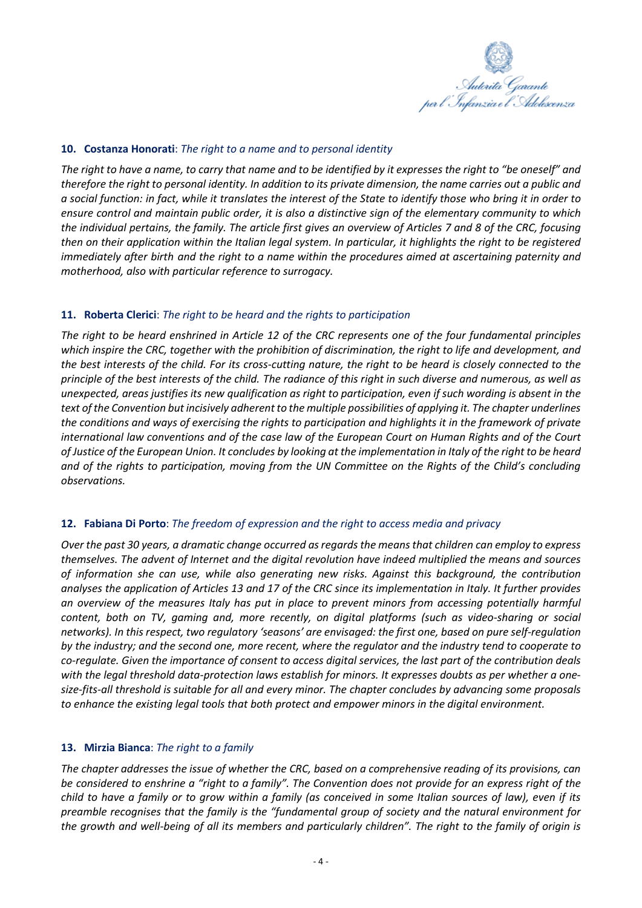**10. Costanza Honorati**: *The right to a name and to personal identity*

*The right to have a name, to carry that name and to be identified by it expresses the right to "be oneself" and therefore the right to personal identity. In addition to its private dimension, the name carries out a public and a social function: in fact, while it translates the interest of the State to identify those who bring it in order to ensure control and maintain public order, it is also a distinctive sign of the elementary community to which the individual pertains, the family. The article first gives an overview of Articles 7 and 8 of the CRC, focusing then on their application within the Italian legal system. In particular, it highlights the right to be registered immediately after birth and the right to a name within the procedures aimed at ascertaining paternity and motherhood, also with particular reference to surrogacy.*

**11. Roberta Clerici**: *The right to be heard and the rights to participation*

*The right to be heard enshrined in Article 12 of the CRC represents one of the four fundamental principles which inspire the CRC, together with the prohibition of discrimination, the right to life and development, and the best interests of the child. For its cross-cutting nature, the right to be heard is closely connected to the principle of the best interests of the child. The radiance of this right in such diverse and numerous, as well as unexpected, areas justifies its new qualification as right to participation, even if such wording is absent in the text of the Convention but incisively adherent to the multiple possibilities of applying it. The chapter underlines the conditions and ways of exercising the rights to participation and highlights it in the framework of private international law conventions and of the case law of the European Court on Human Rights and of the Court of Justice of the European Union. It concludes by looking at the implementation in Italy of the right to be heard and of the rights to participation, moving from the UN Committee on the Rights of the Child's concluding observations.*

**12. Fabiana Di Porto**: *The freedom of expression and the right to access media and privacy*

*Over the past 30 years, a dramatic change occurred as regards the means that children can employ to express themselves. The advent of Internet and the digital revolution have indeed multiplied the means and sources of information she can use, while also generating new risks. Against this background, the contribution analyses the application of Articles 13 and 17 of the CRC since its implementation in Italy. It further provides an overview of the measures Italy has put in place to prevent minors from accessing potentially harmful content, both on TV, gaming and, more recently, on digital platforms (such as video-sharing or social networks). In this respect, two regulatory 'seasons' are envisaged: the first one, based on pure self-regulation by the industry; and the second one, more recent, where the regulator and the industry tend to cooperate to co-regulate. Given the importance of consent to access digital services, the last part of the contribution deals with the legal threshold data-protection laws establish for minors. It expresses doubts as per whether a one-size-fits-all threshold is suitable for all and every minor. The chapter concludes by advancing some proposals to enhance the existing legal tools that both protect and empower minors in the digital environment.*

**13. Mirzia Bianca**: *The right to a family*

*The chapter addresses the issue of whether the CRC, based on a comprehensive reading of its provisions, can be considered to enshrine a "right to a family". The Convention does not provide for an express right of the child to have a family or to grow within a family (as conceived in some Italian sources of law), even if its preamble recognises that the family is the "fundamental group of society and the natural environment for the growth and well-being of all its members and particularly children". The right to the family of origin is*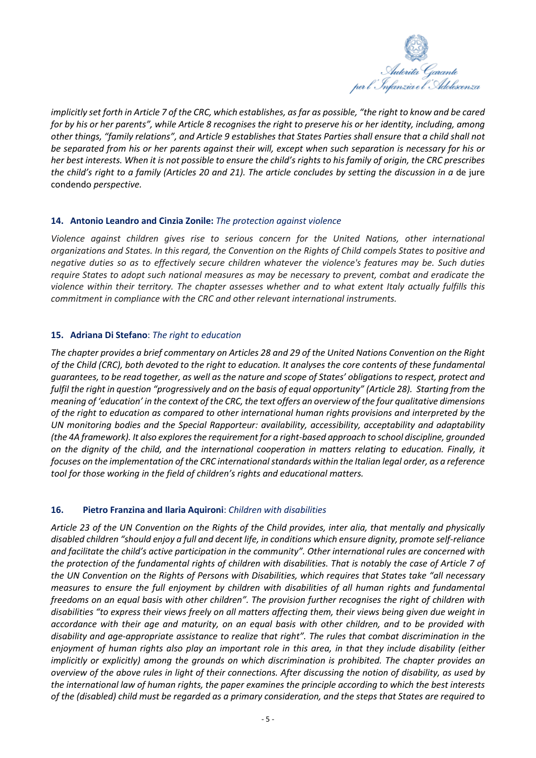*implicitly set forth in Article 7 of the CRC, which establishes, as far as possible, "the right to know and be cared for by his or her parents", while Article 8 recognises the right to preserve his or her identity, including, among other things, "family relations", and Article 9 establishes that States Parties shall ensure that a child shall not be separated from his or her parents against their will, except when such separation is necessary for his or her best interests. When it is not possible to ensure the child's rights to his family of origin, the CRC prescribes the child's right to a family (Articles 20 and 21). The article concludes by setting the discussion in a* de jure condendo *perspective.*

### 14. Antonio Leandro and Cinzia Zonile: *The protection against violence*

*Violence against children gives rise to serious concern for the United Nations, other international organizations and States. In this regard, the Convention on the Rights of Child compels States to positive and negative duties so as to effectively secure children whatever the violence's features may be. Such duties require States to adopt such national measures as may be necessary to prevent, combat and eradicate the violence within their territory. The chapter assesses whether and to what extent Italy actually fulfills this commitment in compliance with the CRC and other relevant international instruments.*

### 15. Adriana Di Stefano: *The right to education*

*The chapter provides a brief commentary on Articles 28 and 29 of the United Nations Convention on the Right of the Child (CRC), both devoted to the right to education. It analyses the core contents of these fundamental guarantees, to be read together, as well as the nature and scope of States' obligations to respect, protect and fulfil the right in question "progressively and on the basis of equal opportunity" (Article 28). Starting from the meaning of 'education' in the context of the CRC, the text offers an overview of the four qualitative dimensions of the right to education as compared to other international human rights provisions and interpreted by the UN monitoring bodies and the Special Rapporteur: availability, accessibility, acceptability and adaptability (the 4A framework). It also explores the requirement for a right-based approach to school discipline, grounded on the dignity of the child, and the international cooperation in matters relating to education. Finally, it focuses on the implementation of the CRC international standards within the Italian legal order, as a reference tool for those working in the field of children's rights and educational matters.*

### 16. Pietro Franzina and Ilaria Aquironi: *Children with disabilities*

*Article 23 of the UN Convention on the Rights of the Child provides, inter alia, that mentally and physically disabled children "should enjoy a full and decent life, in conditions which ensure dignity, promote self-reliance and facilitate the child's active participation in the community". Other international rules are concerned with the protection of the fundamental rights of children with disabilities. That is notably the case of Article 7 of the UN Convention on the Rights of Persons with Disabilities, which requires that States take "all necessary measures to ensure the full enjoyment by children with disabilities of all human rights and fundamental freedoms on an equal basis with other children". The provision further recognises the right of children with disabilities "to express their views freely on all matters affecting them, their views being given due weight in accordance with their age and maturity, on an equal basis with other children, and to be provided with disability and age-appropriate assistance to realize that right". The rules that combat discrimination in the enjoyment of human rights also play an important role in this area, in that they include disability (either implicitly or explicitly) among the grounds on which discrimination is prohibited. The chapter provides an overview of the above rules in light of their connections. After discussing the notion of disability, as used by the international law of human rights, the paper examines the principle according to which the best interests of the (disabled) child must be regarded as a primary consideration, and the steps that States are required to*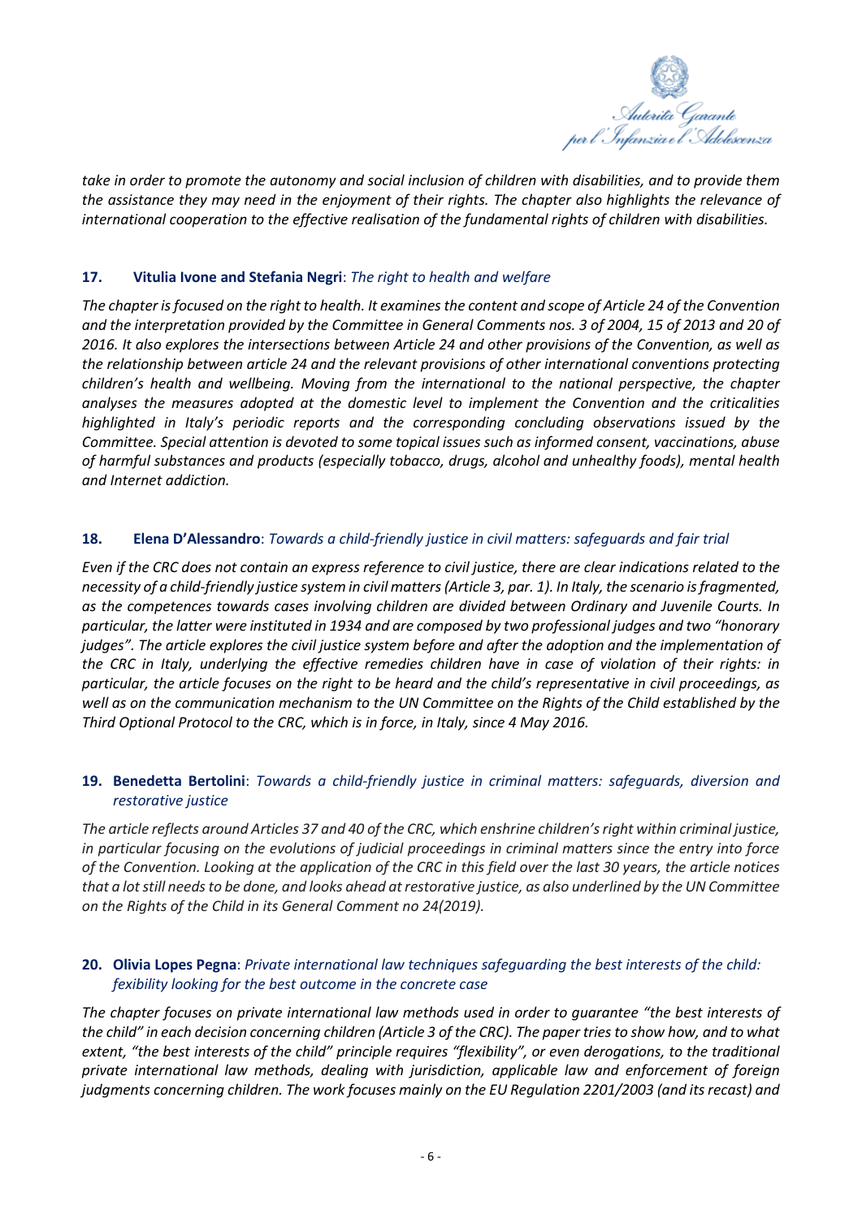*take in order to promote the autonomy and social inclusion of children with disabilities, and to provide them the assistance they may need in the enjoyment of their rights. The chapter also highlights the relevance of international cooperation to the effective realisation of the fundamental rights of children with disabilities.*

### 17. **Vitulia Ivone and Stefania Negri**: *The right to health and welfare*

*The chapter is focused on the right to health. It examines the content and scope of Article 24 of the Convention and the interpretation provided by the Committee in General Comments nos. 3 of 2004, 15 of 2013 and 20 of 2016. It also explores the intersections between Article 24 and other provisions of the Convention, as well as the relationship between article 24 and the relevant provisions of other international conventions protecting children's health and wellbeing. Moving from the international to the national perspective, the chapter analyses the measures adopted at the domestic level to implement the Convention and the criticalities highlighted in Italy's periodic reports and the corresponding concluding observations issued by the Committee. Special attention is devoted to some topical issues such as informed consent, vaccinations, abuse of harmful substances and products (especially tobacco, drugs, alcohol and unhealthy foods), mental health and Internet addiction.*

### 18. **Elena D'Alessandro**: *Towards a child-friendly justice in civil matters: safeguards and fair trial*

*Even if the CRC does not contain an express reference to civil justice, there are clear indications related to the necessity of a child-friendly justice system in civil matters (Article 3, par. 1). In Italy, the scenario is fragmented, as the competences towards cases involving children are divided between Ordinary and Juvenile Courts. In particular, the latter were instituted in 1934 and are composed by two professional judges and two "honorary judges". The article explores the civil justice system before and after the adoption and the implementation of the CRC in Italy, underlying the effective remedies children have in case of violation of their rights: in particular, the article focuses on the right to be heard and the child's representative in civil proceedings, as well as on the communication mechanism to the UN Committee on the Rights of the Child established by the Third Optional Protocol to the CRC, which is in force, in Italy, since 4 May 2016.*

### 19. **Benedetta Bertolini**: *Towards a child-friendly justice in criminal matters: safeguards, diversion and restorative justice*

*The article reflects around Articles 37 and 40 of the CRC, which enshrine children's right within criminal justice, in particular focusing on the evolutions of judicial proceedings in criminal matters since the entry into force of the Convention. Looking at the application of the CRC in this field over the last 30 years, the article notices that a lot still needs to be done, and looks ahead at restorative justice, as also underlined by the UN Committee on the Rights of the Child in its General Comment no 24(2019).*

### 20. **Olivia Lopes Pegna**: *Private international law techniques safeguarding the best interests of the child: fexibility looking for the best outcome in the concrete case*

*The chapter focuses on private international law methods used in order to guarantee "the best interests of the child" in each decision concerning children (Article 3 of the CRC). The paper tries to show how, and to what extent, "the best interests of the child" principle requires "flexibility", or even derogations, to the traditional private international law methods, dealing with jurisdiction, applicable law and enforcement of foreign judgments concerning children. The work focuses mainly on the EU Regulation 2201/2003 (and its recast) and*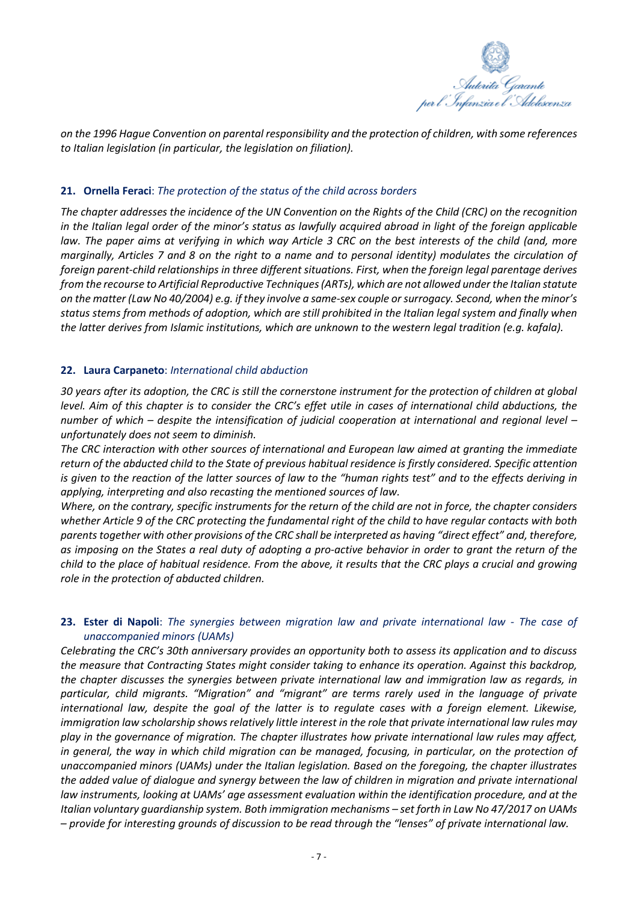*on the 1996 Hague Convention on parental responsibility and the protection of children, with some references to Italian legislation (in particular, the legislation on filiation).*

**21. Ornella Feraci**: *The protection of the status of the child across borders*

*The chapter addresses the incidence of the UN Convention on the Rights of the Child (CRC) on the recognition in the Italian legal order of the minor's status as lawfully acquired abroad in light of the foreign applicable law. The paper aims at verifying in which way Article 3 CRC on the best interests of the child (and, more marginally, Articles 7 and 8 on the right to a name and to personal identity) modulates the circulation of foreign parent-child relationships in three different situations. First, when the foreign legal parentage derives from the recourse to Artificial Reproductive Techniques (ARTs), which are not allowed under the Italian statute on the matter (Law No 40/2004) e.g. if they involve a same-sex couple or surrogacy. Second, when the minor's status stems from methods of adoption, which are still prohibited in the Italian legal system and finally when the latter derives from Islamic institutions, which are unknown to the western legal tradition (e.g. kafala).*

**22. Laura Carpaneto**: *International child abduction*

*30 years after its adoption, the CRC is still the cornerstone instrument for the protection of children at global level. Aim of this chapter is to consider the CRC's effet utile in cases of international child abductions, the number of which – despite the intensification of judicial cooperation at international and regional level – unfortunately does not seem to diminish.*

*The CRC interaction with other sources of international and European law aimed at granting the immediate return of the abducted child to the State of previous habitual residence is firstly considered. Specific attention is given to the reaction of the latter sources of law to the "human rights test" and to the effects deriving in applying, interpreting and also recasting the mentioned sources of law.*

*Where, on the contrary, specific instruments for the return of the child are not in force, the chapter considers whether Article 9 of the CRC protecting the fundamental right of the child to have regular contacts with both parents together with other provisions of the CRC shall be interpreted as having "direct effect" and, therefore, as imposing on the States a real duty of adopting a pro-active behavior in order to grant the return of the child to the place of habitual residence. From the above, it results that the CRC plays a crucial and growing role in the protection of abducted children.*

**23. Ester di Napoli**: *The synergies between migration law and private international law - The case of unaccompanied minors (UAMs)*

*Celebrating the CRC's 30th anniversary provides an opportunity both to assess its application and to discuss the measure that Contracting States might consider taking to enhance its operation. Against this backdrop, the chapter discusses the synergies between private international law and immigration law as regards, in particular, child migrants. "Migration" and "migrant" are terms rarely used in the language of private international law, despite the goal of the latter is to regulate cases with a foreign element. Likewise, immigration law scholarship shows relatively little interest in the role that private international law rules may play in the governance of migration. The chapter illustrates how private international law rules may affect, in general, the way in which child migration can be managed, focusing, in particular, on the protection of unaccompanied minors (UAMs) under the Italian legislation. Based on the foregoing, the chapter illustrates the added value of dialogue and synergy between the law of children in migration and private international law instruments, looking at UAMs' age assessment evaluation within the identification procedure, and at the Italian voluntary guardianship system. Both immigration mechanisms – set forth in Law No 47/2017 on UAMs – provide for interesting grounds of discussion to be read through the "lenses" of private international law.*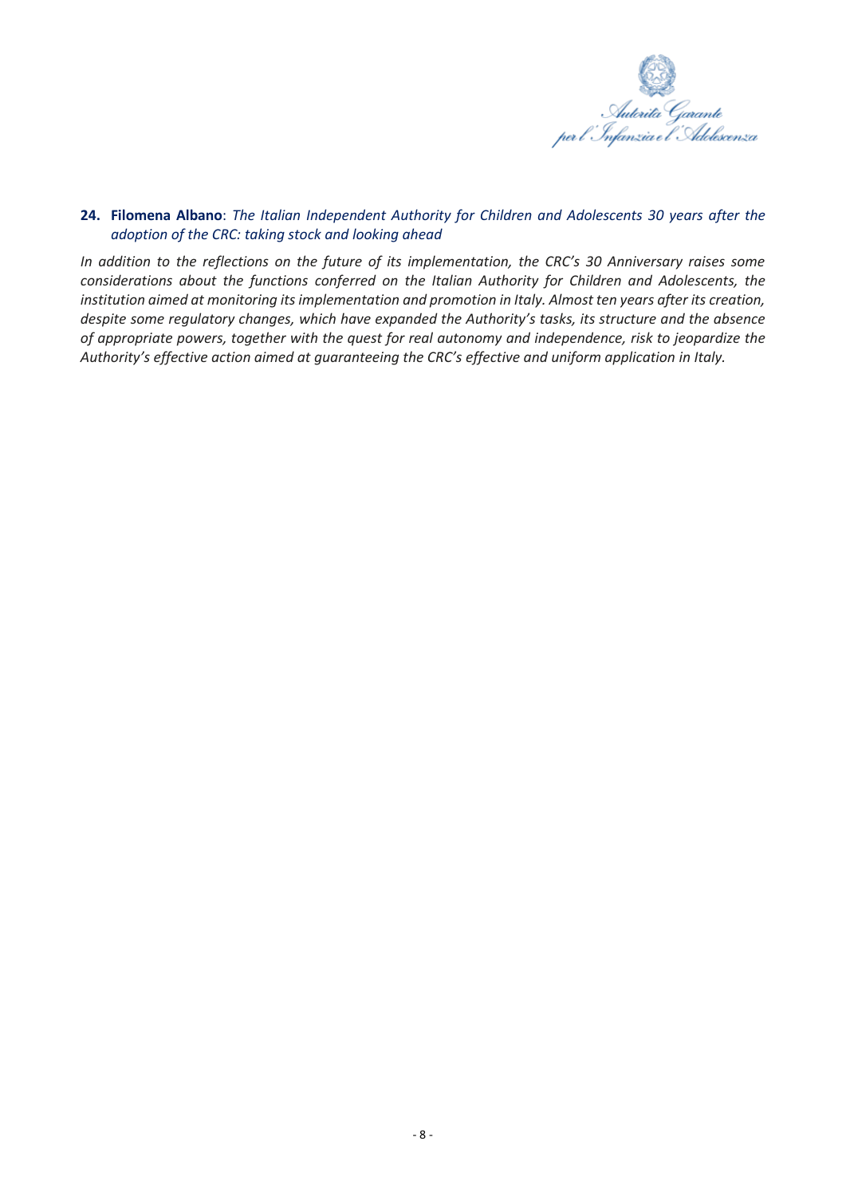**24. Filomena Albano**: *The Italian Independent Authority for Children and Adolescents 30 years after the adoption of the CRC: taking stock and looking ahead*

*In addition to the reflections on the future of its implementation, the CRC's 30 Anniversary raises some considerations about the functions conferred on the Italian Authority for Children and Adolescents, the institution aimed at monitoring its implementation and promotion in Italy. Almost ten years after its creation, despite some regulatory changes, which have expanded the Authority's tasks, its structure and the absence of appropriate powers, together with the quest for real autonomy and independence, risk to jeopardize the Authority's effective action aimed at guaranteeing the CRC's effective and uniform application in Italy.*